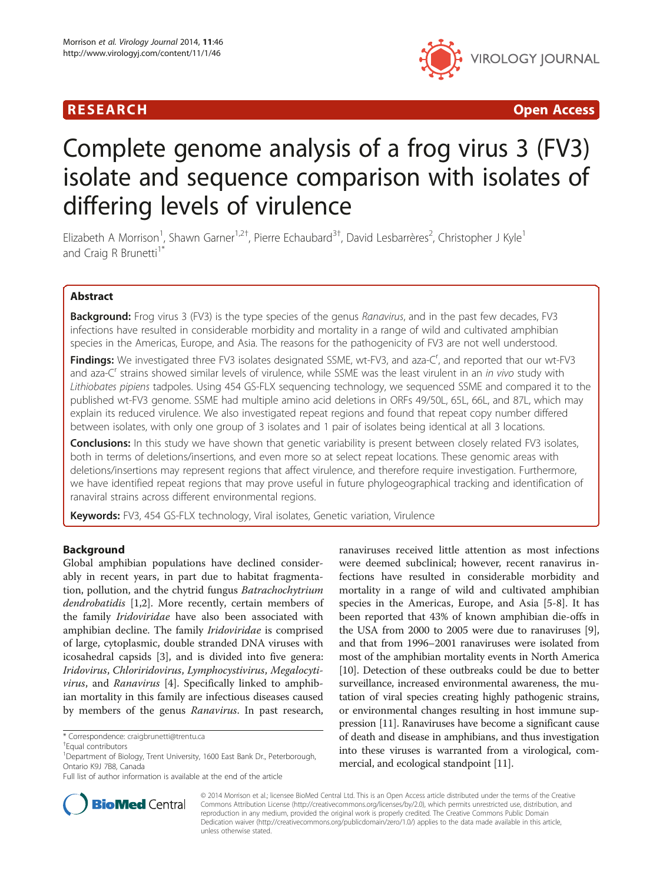**RESEARCH** **Open Access**

# Complete genome analysis of a frog virus 3 (FV3) isolate and sequence comparison with isolates of differing levels of virulence

Elizabeth A Morrison[1], Shawn Garner[1,2†], Pierre Echaubard[3†], David Lesbarrères[2], Christopher J Kyle[1] and Craig R Brunetti[1*]

## Abstract

**Background:** Frog virus 3 (FV3) is the type species of the genus *Ranavirus*, and in the past few decades, FV3 infections have resulted in considerable morbidity and mortality in a range of wild and cultivated amphibian species in the Americas, Europe, and Asia. The reasons for the pathogenicity of FV3 are not well understood.

**Findings:** We investigated three FV3 isolates designated SSME, wt-FV3, and aza-C[r], and reported that our wt-FV3 and aza-C[r] strains showed similar levels of virulence, while SSME was the least virulent in an *in vivo* study with *Lithiobates pipiens* tadpoles. Using 454 GS-FLX sequencing technology, we sequenced SSME and compared it to the published wt-FV3 genome. SSME had multiple amino acid deletions in ORFs 49/50L, 65L, 66L, and 87L, which may explain its reduced virulence. We also investigated repeat regions and found that repeat copy number differed between isolates, with only one group of 3 isolates and 1 pair of isolates being identical at all 3 locations.

**Conclusions:** In this study we have shown that genetic variability is present between closely related FV3 isolates, both in terms of deletions/insertions, and even more so at select repeat locations. These genomic areas with deletions/insertions may represent regions that affect virulence, and therefore require investigation. Furthermore, we have identified repeat regions that may prove useful in future phylogeographical tracking and identification of ranaviral strains across different environmental regions.

**Keywords:** FV3, 454 GS-FLX technology, Viral isolates, Genetic variation, Virulence

## Background

Global amphibian populations have declined considerably in recent years, in part due to habitat fragmentation, pollution, and the chytrid fungus *Batrachochytrium dendrobatidis* [1,2]. More recently, certain members of the family *Iridoviridae* have also been associated with amphibian decline. The family *Iridoviridae* is comprised of large, cytoplasmic, double stranded DNA viruses with icosahedral capsids [3], and is divided into five genera: *Iridovirus*, *Chloriridovirus*, *Lymphocystivirus*, *Megalocytivirus*, and *Ranavirus* [4]. Specifically linked to amphibian mortality in this family are infectious diseases caused by members of the genus *Ranavirus*. In past research, ranaviruses received little attention as most infections were deemed subclinical; however, recent ranavirus infections have resulted in considerable morbidity and mortality in a range of wild and cultivated amphibian species in the Americas, Europe, and Asia [5-8]. It has been reported that 43% of known amphibian die-offs in the USA from 2000 to 2005 were due to ranaviruses [9], and that from 1996–2001 ranaviruses were isolated from most of the amphibian mortality events in North America [10]. Detection of these outbreaks could be due to better surveillance, increased environmental awareness, the mutation of viral species creating highly pathogenic strains, or environmental changes resulting in host immune suppression [11]. Ranaviruses have become a significant cause of death and disease in amphibians, and thus investigation into these viruses is warranted from a virological, commercial, and ecological standpoint [11].

\* Correspondence: craigbrunetti@trentu.ca
†Equal contributors
[1]Department of Biology, Trent University, 1600 East Bank Dr., Peterborough, Ontario K9J 7B8, Canada
Full list of author information is available at the end of the article

© 2014 Morrison et al.; licensee BioMed Central Ltd. This is an Open Access article distributed under the terms of the Creative Commons Attribution License (http://creativecommons.org/licenses/by/2.0), which permits unrestricted use, distribution, and reproduction in any medium, provided the original work is properly credited. The Creative Commons Public Domain Dedication waiver (http://creativecommons.org/publicdomain/zero/1.0/) applies to the data made available in this article, unless otherwise stated.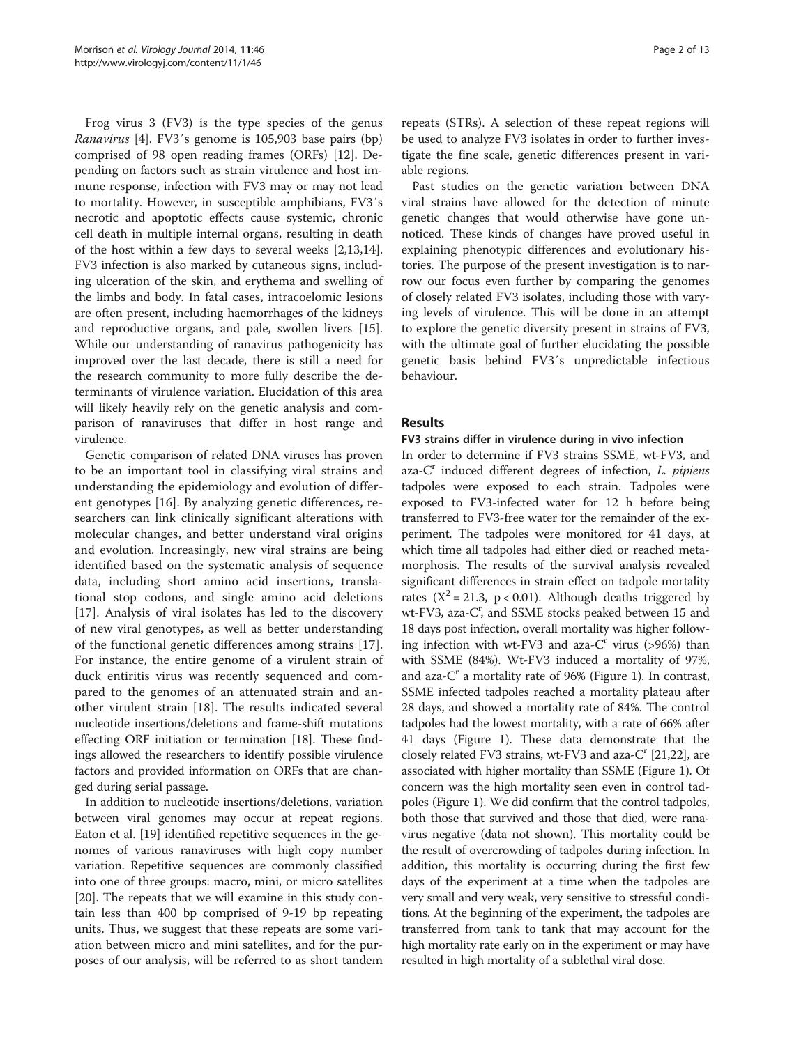Frog virus 3 (FV3) is the type species of the genus *Ranavirus* [4]. FV3′s genome is 105,903 base pairs (bp) comprised of 98 open reading frames (ORFs) [12]. Depending on factors such as strain virulence and host immune response, infection with FV3 may or may not lead to mortality. However, in susceptible amphibians, FV3′s necrotic and apoptotic effects cause systemic, chronic cell death in multiple internal organs, resulting in death of the host within a few days to several weeks [2,13,14]. FV3 infection is also marked by cutaneous signs, including ulceration of the skin, and erythema and swelling of the limbs and body. In fatal cases, intracoelomic lesions are often present, including haemorrhages of the kidneys and reproductive organs, and pale, swollen livers [15]. While our understanding of ranavirus pathogenicity has improved over the last decade, there is still a need for the research community to more fully describe the determinants of virulence variation. Elucidation of this area will likely heavily rely on the genetic analysis and comparison of ranaviruses that differ in host range and virulence.

Genetic comparison of related DNA viruses has proven to be an important tool in classifying viral strains and understanding the epidemiology and evolution of different genotypes [16]. By analyzing genetic differences, researchers can link clinically significant alterations with molecular changes, and better understand viral origins and evolution. Increasingly, new viral strains are being identified based on the systematic analysis of sequence data, including short amino acid insertions, translational stop codons, and single amino acid deletions [17]. Analysis of viral isolates has led to the discovery of new viral genotypes, as well as better understanding of the functional genetic differences among strains [17]. For instance, the entire genome of a virulent strain of duck entiritis virus was recently sequenced and compared to the genomes of an attenuated strain and another virulent strain [18]. The results indicated several nucleotide insertions/deletions and frame-shift mutations effecting ORF initiation or termination [18]. These findings allowed the researchers to identify possible virulence factors and provided information on ORFs that are changed during serial passage.

In addition to nucleotide insertions/deletions, variation between viral genomes may occur at repeat regions. Eaton et al. [19] identified repetitive sequences in the genomes of various ranaviruses with high copy number variation. Repetitive sequences are commonly classified into one of three groups: macro, mini, or micro satellites [20]. The repeats that we will examine in this study contain less than 400 bp comprised of 9-19 bp repeating units. Thus, we suggest that these repeats are some variation between micro and mini satellites, and for the purposes of our analysis, will be referred to as short tandem repeats (STRs). A selection of these repeat regions will be used to analyze FV3 isolates in order to further investigate the fine scale, genetic differences present in variable regions.

Past studies on the genetic variation between DNA viral strains have allowed for the detection of minute genetic changes that would otherwise have gone unnoticed. These kinds of changes have proved useful in explaining phenotypic differences and evolutionary histories. The purpose of the present investigation is to narrow our focus even further by comparing the genomes of closely related FV3 isolates, including those with varying levels of virulence. This will be done in an attempt to explore the genetic diversity present in strains of FV3, with the ultimate goal of further elucidating the possible genetic basis behind FV3′s unpredictable infectious behaviour.

## Results

### FV3 strains differ in virulence during in vivo infection

In order to determine if FV3 strains SSME, wt-FV3, and aza-$C^r$ induced different degrees of infection, *L. pipiens* tadpoles were exposed to each strain. Tadpoles were exposed to FV3-infected water for 12 h before being transferred to FV3-free water for the remainder of the experiment. The tadpoles were monitored for 41 days, at which time all tadpoles had either died or reached metamorphosis. The results of the survival analysis revealed significant differences in strain effect on tadpole mortality rates ($X^2 = 21.3$, $p < 0.01$). Although deaths triggered by wt-FV3, aza-$C^r$, and SSME stocks peaked between 15 and 18 days post infection, overall mortality was higher following infection with wt-FV3 and aza-$C^r$ virus (>96%) than with SSME (84%). Wt-FV3 induced a mortality of 97%, and aza-$C^r$ a mortality rate of 96% (Figure 1). In contrast, SSME infected tadpoles reached a mortality plateau after 28 days, and showed a mortality rate of 84%. The control tadpoles had the lowest mortality, with a rate of 66% after 41 days (Figure 1). These data demonstrate that the closely related FV3 strains, wt-FV3 and aza-$C^r$ [21,22], are associated with higher mortality than SSME (Figure 1). Of concern was the high mortality seen even in control tadpoles (Figure 1). We did confirm that the control tadpoles, both those that survived and those that died, were ranavirus negative (data not shown). This mortality could be the result of overcrowding of tadpoles during infection. In addition, this mortality is occurring during the first few days of the experiment at a time when the tadpoles are very small and very weak, very sensitive to stressful conditions. At the beginning of the experiment, the tadpoles are transferred from tank to tank that may account for the high mortality rate early on in the experiment or may have resulted in high mortality of a sublethal viral dose.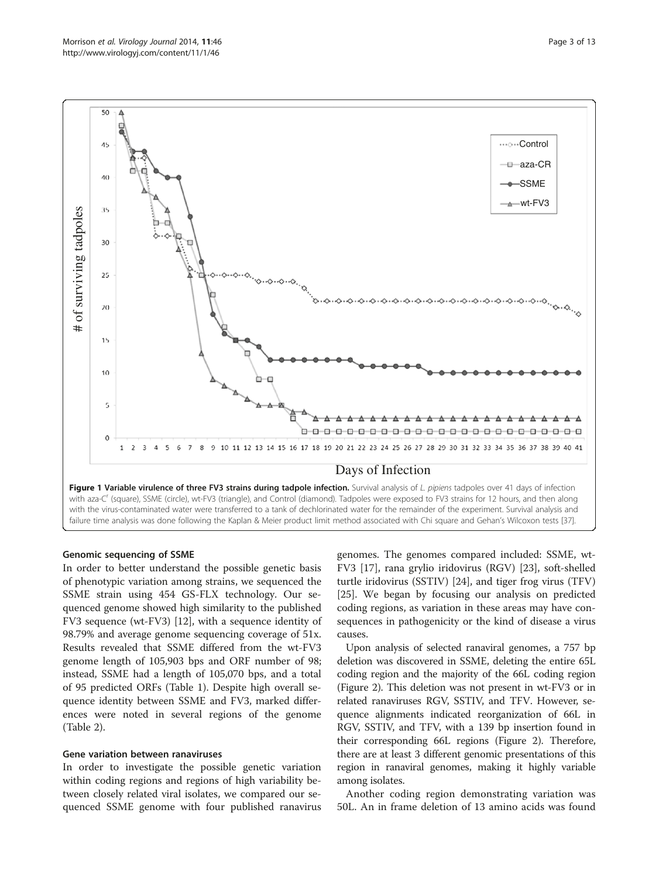**Figure 1 Variable virulence of three FV3 strains during tadpole infection.** Survival analysis of *L. pipiens* tadpoles over 41 days of infection with aza-C[r] (square), SSME (circle), wt-FV3 (triangle), and Control (diamond). Tadpoles were exposed to FV3 strains for 12 hours, and then along with the virus-contaminated water were transferred to a tank of dechlorinated water for the remainder of the experiment. Survival analysis and failure time analysis was done following the Kaplan & Meier product limit method associated with Chi square and Gehan's Wilcoxon tests [37].

### Genomic sequencing of SSME

In order to better understand the possible genetic basis of phenotypic variation among strains, we sequenced the SSME strain using 454 GS-FLX technology. Our sequenced genome showed high similarity to the published FV3 sequence (wt-FV3) [12], with a sequence identity of 98.79% and average genome sequencing coverage of 51x. Results revealed that SSME differed from the wt-FV3 genome length of 105,903 bps and ORF number of 98; instead, SSME had a length of 105,070 bps, and a total of 95 predicted ORFs (Table 1). Despite high overall sequence identity between SSME and FV3, marked differences were noted in several regions of the genome (Table 2).

### Gene variation between ranaviruses

In order to investigate the possible genetic variation within coding regions and regions of high variability between closely related viral isolates, we compared our sequenced SSME genome with four published ranavirus genomes. The genomes compared included: SSME, wt-FV3 [17], rana grylio iridovirus (RGV) [23], soft-shelled turtle iridovirus (SSTIV) [24], and tiger frog virus (TFV) [25]. We began by focusing our analysis on predicted coding regions, as variation in these areas may have consequences in pathogenicity or the kind of disease a virus causes.

Upon analysis of selected ranaviral genomes, a 757 bp deletion was discovered in SSME, deleting the entire 65L coding region and the majority of the 66L coding region (Figure 2). This deletion was not present in wt-FV3 or in related ranaviruses RGV, SSTIV, and TFV. However, sequence alignments indicated reorganization of 66L in RGV, SSTIV, and TFV, with a 139 bp insertion found in their corresponding 66L regions (Figure 2). Therefore, there are at least 3 different genomic presentations of this region in ranaviral genomes, making it highly variable among isolates.

Another coding region demonstrating variation was 50L. An in frame deletion of 13 amino acids was found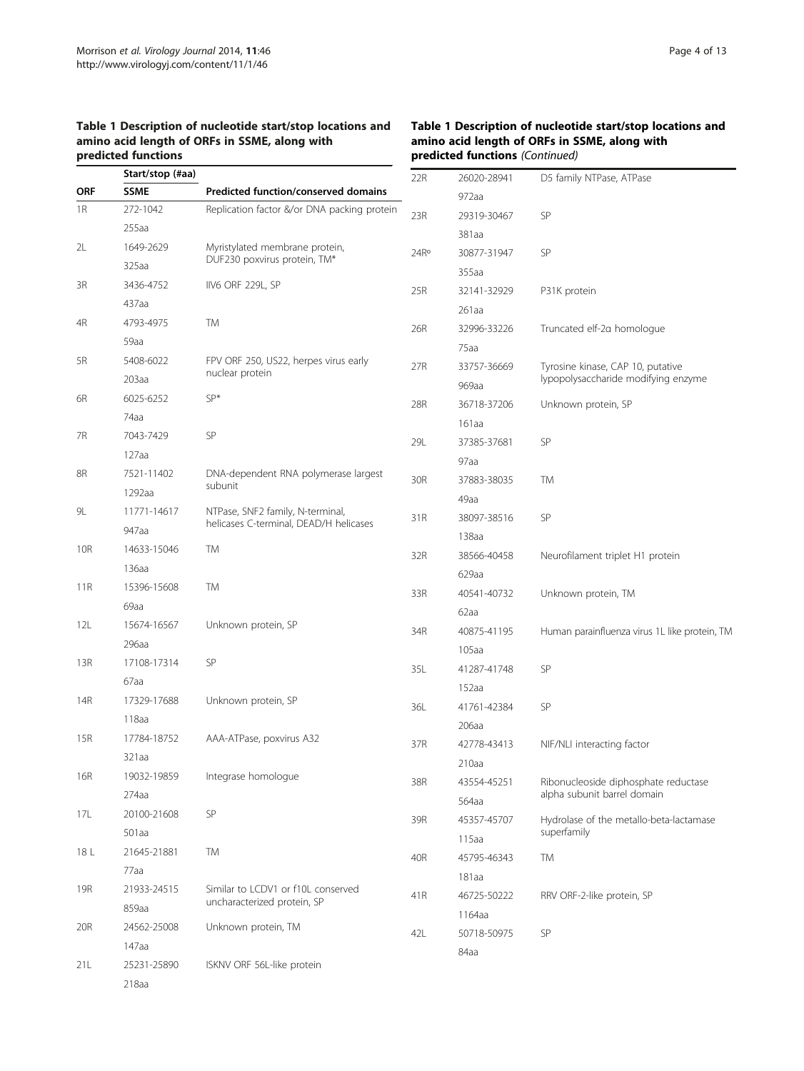**Table 1 Description of nucleotide start/stop locations and amino acid length of ORFs in SSME, along with predicted functions**

| ORF | Start/stop (#aa) SSME | Predicted function/conserved domains |
|---|---|---|
| 1R | 272-1042 255aa | Replication factor &/or DNA packing protein |
| 2L | 1649-2629 325aa | Myristylated membrane protein, DUF230 poxvirus protein, TM* |
| 3R | 3436-4752 437aa | IIV6 ORF 229L, SP |
| 4R | 4793-4975 59aa | TM |
| 5R | 5408-6022 203aa | FPV ORF 250, US22, herpes virus early nuclear protein |
| 6R | 6025-6252 74aa | SP* |
| 7R | 7043-7429 127aa | SP |
| 8R | 7521-11402 1292aa | DNA-dependent RNA polymerase largest subunit |
| 9L | 11771-14617 947aa | NTPase, SNF2 family, N-terminal, helicases C-terminal, DEAD/H helicases |
| 10R | 14633-15046 136aa | TM |
| 11R | 15396-15608 69aa | TM |
| 12L | 15674-16567 296aa | Unknown protein, SP |
| 13R | 17108-17314 67aa | SP |
| 14R | 17329-17688 118aa | Unknown protein, SP |
| 15R | 17784-18752 321aa | AAA-ATPase, poxvirus A32 |
| 16R | 19032-19859 274aa | Integrase homologue |
| 17L | 20100-21608 501aa | SP |
| 18 L | 21645-21881 77aa | TM |
| 19R | 21933-24515 859aa | Similar to LCDV1 or f10L conserved uncharacterized protein, SP |
| 20R | 24562-25008 147aa | Unknown protein, TM |
| 21L | 25231-25890 218aa | ISKNV ORF 56L-like protein |
| 22R | 26020-28941 972aa | D5 family NTPase, ATPase |
| 23R | 29319-30467 381aa | SP |
| 24R° | 30877-31947 355aa | SP |
| 25R | 32141-32929 261aa | P31K protein |
| 26R | 32996-33226 75aa | Truncated elf-2α homologue |
| 27R | 33757-36669 969aa | Tyrosine kinase, CAP 10, putative lypopolysaccharide modifying enzyme |
| 28R | 36718-37206 161aa | Unknown protein, SP |
| 29L | 37385-37681 97aa | SP |
| 30R | 37883-38035 49aa | TM |
| 31R | 38097-38516 138aa | SP |
| 32R | 38566-40458 629aa | Neurofilament triplet H1 protein |
| 33R | 40541-40732 62aa | Unknown protein, TM |
| 34R | 40875-41195 105aa | Human parainfluenza virus 1L like protein, TM |
| 35L | 41287-41748 152aa | SP |
| 36L | 41761-42384 206aa | SP |
| 37R | 42778-43413 210aa | NIF/NLI interacting factor |
| 38R | 43554-45251 564aa | Ribonucleoside diphosphate reductase alpha subunit barrel domain |
| 39R | 45357-45707 115aa | Hydrolase of the metallo-beta-lactamase superfamily |
| 40R | 45795-46343 181aa | TM |
| 41R | 46725-50222 1164aa | RRV ORF-2-like protein, SP |
| 42L | 50718-50975 84aa | SP |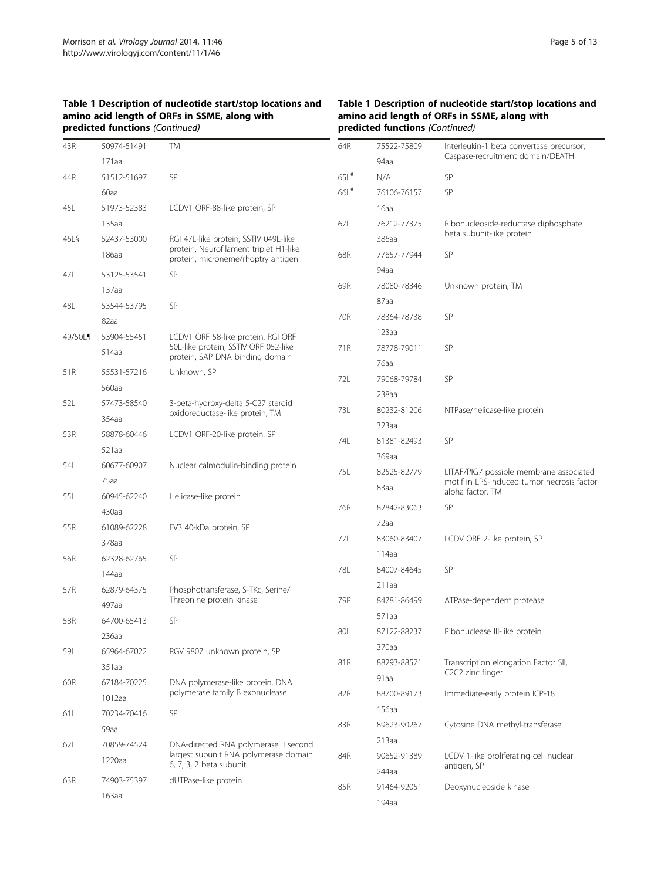**Table 1 Description of nucleotide start/stop locations and amino acid length of ORFs in SSME, along with predicted functions** *(Continued)*

| ORF | Location / Length | Predicted function |
|---|---|---|
| 43R | 50974-51491<br>171aa | TM |
| 44R | 51512-51697<br>60aa | SP |
| 45L | 51973-52383<br>135aa | LCDV1 ORF-88-like protein, SP |
| 46L§ | 52437-53000<br>186aa | RGI 47L-like protein, SSTIV 049L-like protein, Neurofilament triplet H1-like protein, microneme/rhoptry antigen |
| 47L | 53125-53541<br>137aa | SP |
| 48L | 53544-53795<br>82aa | SP |
| 49/50L¶ | 53904-55451<br>514aa | LCDV1 ORF 58-like protein, RGI ORF 50L-like protein, SSTIV ORF 052-like protein, SAP DNA binding domain |
| 51R | 55531-57216<br>560aa | Unknown, SP |
| 52L | 57473-58540<br>354aa | 3-beta-hydroxy-delta 5-C27 steroid oxidoreductase-like protein, TM |
| 53R | 58878-60446<br>521aa | LCDV1 ORF-20-like protein, SP |
| 54L | 60677-60907<br>75aa | Nuclear calmodulin-binding protein |
| 55L | 60945-62240<br>430aa | Helicase-like protein |
| 55R | 61089-62228<br>378aa | FV3 40-kDa protein, SP |
| 56R | 62328-62765<br>144aa | SP |
| 57R | 62879-64375<br>497aa | Phosphotransferase, S-TKc, Serine/Threonine protein kinase |
| 58R | 64700-65413<br>236aa | SP |
| 59L | 65964-67022<br>351aa | RGV 9807 unknown protein, SP |
| 60R | 67184-70225<br>1012aa | DNA polymerase-like protein, DNA polymerase family B exonuclease |
| 61L | 70234-70416<br>59aa | SP |
| 62L | 70859-74524<br>1220aa | DNA-directed RNA polymerase II second largest subunit RNA polymerase domain 6, 7, 3, 2 beta subunit |
| 63R | 74903-75397<br>163aa | dUTPase-like protein |
| 64R | 75522-75809<br>94aa | Interleukin-1 beta convertase precursor, Caspase-recruitment domain/DEATH |
| 65L# | N/A | SP |
| 66L# | 76106-76157<br>16aa | SP |
| 67L | 76212-77375<br>386aa | Ribonucleoside-reductase diphosphate beta subunit-like protein |
| 68R | 77657-77944<br>94aa | SP |
| 69R | 78080-78346<br>87aa | Unknown protein, TM |
| 70R | 78364-78738<br>123aa | SP |
| 71R | 78778-79011<br>76aa | SP |
| 72L | 79068-79784<br>238aa | SP |
| 73L | 80232-81206<br>323aa | NTPase/helicase-like protein |
| 74L | 81381-82493<br>369aa | SP |
| 75L | 82525-82779<br>83aa | LITAF/PIG7 possible membrane associated motif in LPS-induced tumor necrosis factor alpha factor, TM |
| 76R | 82842-83063<br>72aa | SP |
| 77L | 83060-83407<br>114aa | LCDV ORF 2-like protein, SP |
| 78L | 84007-84645<br>211aa | SP |
| 79R | 84781-86499<br>571aa | ATPase-dependent protease |
| 80L | 87122-88237<br>370aa | Ribonuclease III-like protein |
| 81R | 88293-88571<br>91aa | Transcription elongation Factor SII, C2C2 zinc finger |
| 82R | 88700-89173<br>156aa | Immediate-early protein ICP-18 |
| 83R | 89623-90267<br>213aa | Cytosine DNA methyl-transferase |
| 84R | 90652-91389<br>244aa | LCDV 1-like proliferating cell nuclear antigen, SP |
| 85R | 91464-92051<br>194aa | Deoxynucleoside kinase |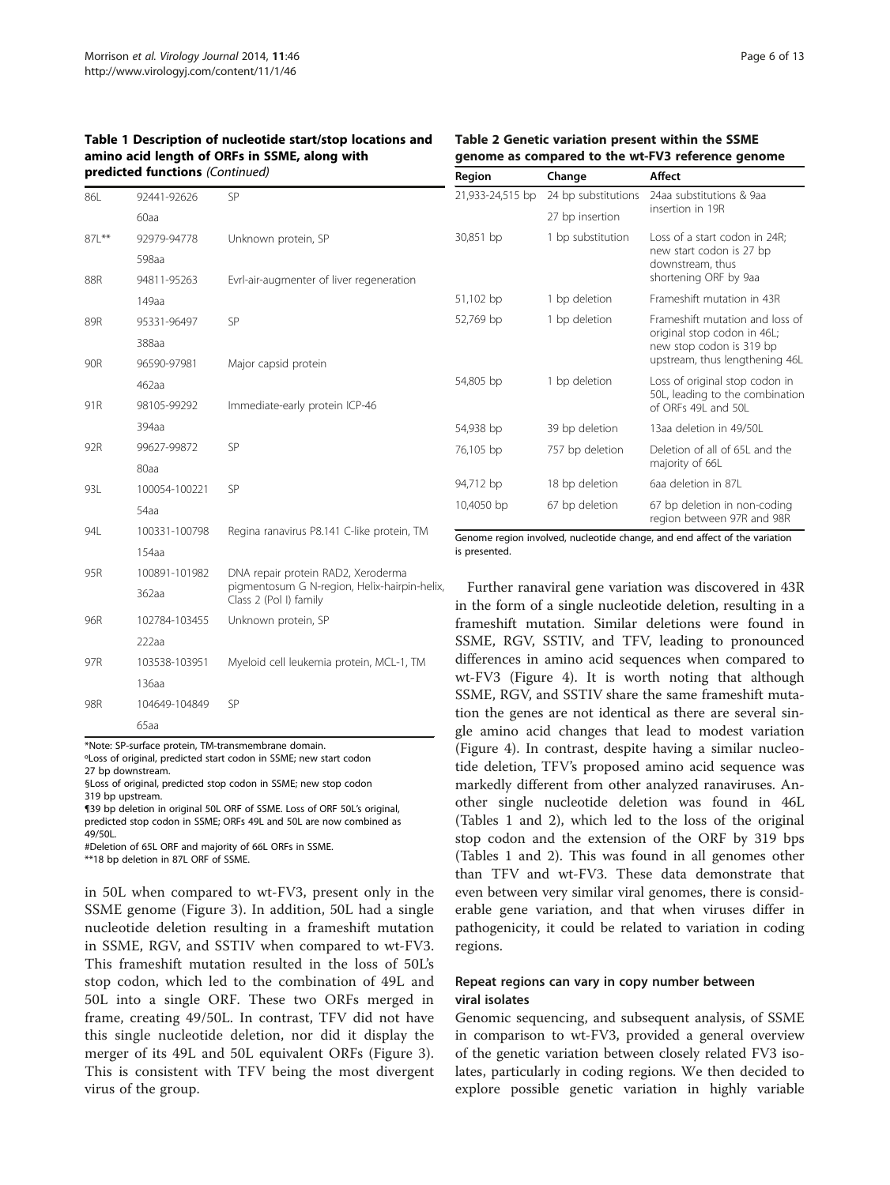**Table 1 Description of nucleotide start/stop locations and amino acid length of ORFs in SSME, along with predicted functions** *(Continued)*

| | | |
|---|---|---|
| 86L | 92441-92626 | SP |
| | 60aa | |
| 87L** | 92979-94778 | Unknown protein, SP |
| | 598aa | |
| 88R | 94811-95263 | Evrl-air-augmenter of liver regeneration |
| | 149aa | |
| 89R | 95331-96497 | SP |
| | 388aa | |
| 90R | 96590-97981 | Major capsid protein |
| | 462aa | |
| 91R | 98105-99292 | Immediate-early protein ICP-46 |
| | 394aa | |
| 92R | 99627-99872 | SP |
| | 80aa | |
| 93L | 100054-100221 | SP |
| | 54aa | |
| 94L | 100331-100798 | Regina ranavirus P8.141 C-like protein, TM |
| | 154aa | |
| 95R | 100891-101982 | DNA repair protein RAD2, Xeroderma pigmentosum G N-region, Helix-hairpin-helix, Class 2 (Pol I) family |
| | 362aa | |
| 96R | 102784-103455 | Unknown protein, SP |
| | 222aa | |
| 97R | 103538-103951 | Myeloid cell leukemia protein, MCL-1, TM |
| | 136aa | |
| 98R | 104649-104849 | SP |
| | 65aa | |

*Note: SP-surface protein, TM-transmembrane domain.
ºLoss of original, predicted start codon in SSME; new start codon 27 bp downstream.
§Loss of original, predicted stop codon in SSME; new stop codon 319 bp upstream.
¶39 bp deletion in original 50L ORF of SSME. Loss of ORF 50L's original, predicted stop codon in SSME; ORFs 49L and 50L are now combined as 49/50L.
#Deletion of 65L ORF and majority of 66L ORFs in SSME.
**18 bp deletion in 87L ORF of SSME.

in 50L when compared to wt-FV3, present only in the SSME genome (Figure 3). In addition, 50L had a single nucleotide deletion resulting in a frameshift mutation in SSME, RGV, and SSTIV when compared to wt-FV3. This frameshift mutation resulted in the loss of 50L's stop codon, which led to the combination of 49L and 50L into a single ORF. These two ORFs merged in frame, creating 49/50L. In contrast, TFV did not have this single nucleotide deletion, nor did it display the merger of its 49L and 50L equivalent ORFs (Figure 3). This is consistent with TFV being the most divergent virus of the group.

**Table 2 Genetic variation present within the SSME genome as compared to the wt-FV3 reference genome**

| Region | Change | Affect |
|---|---|---|
| 21,933-24,515 bp | 24 bp substitutions | 24aa substitutions & 9aa insertion in 19R |
| | 27 bp insertion | |
| 30,851 bp | 1 bp substitution | Loss of a start codon in 24R; new start codon is 27 bp downstream, thus shortening ORF by 9aa |
| 51,102 bp | 1 bp deletion | Frameshift mutation in 43R |
| 52,769 bp | 1 bp deletion | Frameshift mutation and loss of original stop codon in 46L; new stop codon is 319 bp upstream, thus lengthening 46L |
| 54,805 bp | 1 bp deletion | Loss of original stop codon in 50L, leading to the combination of ORFs 49L and 50L |
| 54,938 bp | 39 bp deletion | 13aa deletion in 49/50L |
| 76,105 bp | 757 bp deletion | Deletion of all of 65L and the majority of 66L |
| 94,712 bp | 18 bp deletion | 6aa deletion in 87L |
| 10,4050 bp | 67 bp deletion | 67 bp deletion in non-coding region between 97R and 98R |

Genome region involved, nucleotide change, and end affect of the variation is presented.

Further ranaviral gene variation was discovered in 43R in the form of a single nucleotide deletion, resulting in a frameshift mutation. Similar deletions were found in SSME, RGV, SSTIV, and TFV, leading to pronounced differences in amino acid sequences when compared to wt-FV3 (Figure 4). It is worth noting that although SSME, RGV, and SSTIV share the same frameshift mutation the genes are not identical as there are several single amino acid changes that lead to modest variation (Figure 4). In contrast, despite having a similar nucleotide deletion, TFV's proposed amino acid sequence was markedly different from other analyzed ranaviruses. Another single nucleotide deletion was found in 46L (Tables 1 and 2), which led to the loss of the original stop codon and the extension of the ORF by 319 bps (Tables 1 and 2). This was found in all genomes other than TFV and wt-FV3. These data demonstrate that even between very similar viral genomes, there is considerable gene variation, and that when viruses differ in pathogenicity, it could be related to variation in coding regions.

### Repeat regions can vary in copy number between viral isolates

Genomic sequencing, and subsequent analysis, of SSME in comparison to wt-FV3, provided a general overview of the genetic variation between closely related FV3 isolates, particularly in coding regions. We then decided to explore possible genetic variation in highly variable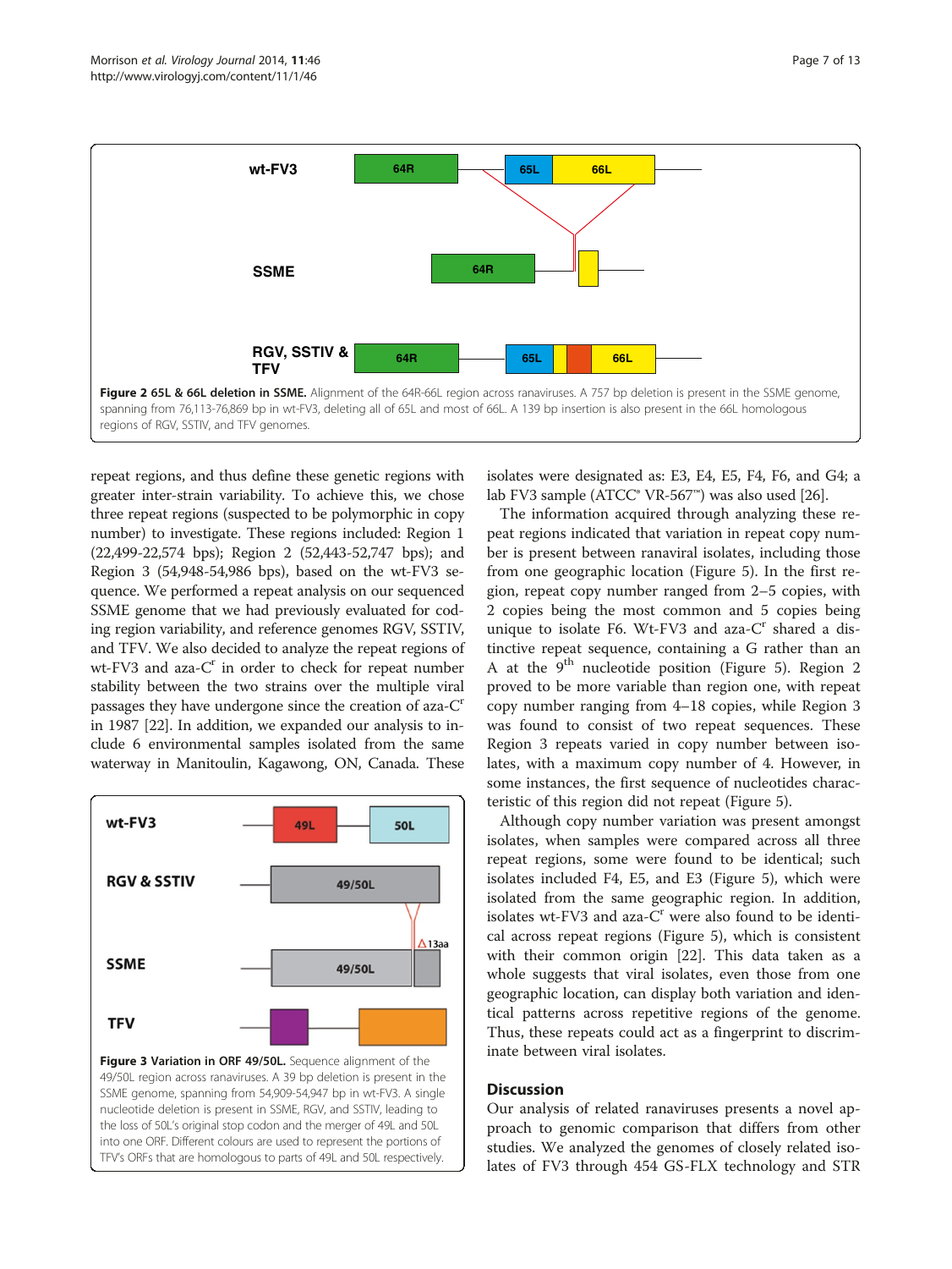Figure 2 **65L & 66L deletion in SSME.** Alignment of the 64R-66L region across ranaviruses. A 757 bp deletion is present in the SSME genome, spanning from 76,113-76,869 bp in wt-FV3, deleting all of 65L and most of 66L. A 139 bp insertion is also present in the 66L homologous regions of RGV, SSTIV, and TFV genomes.

repeat regions, and thus define these genetic regions with greater inter-strain variability. To achieve this, we chose three repeat regions (suspected to be polymorphic in copy number) to investigate. These regions included: Region 1 (22,499-22,574 bps); Region 2 (52,443-52,747 bps); and Region 3 (54,948-54,998 bps), based on the wt-FV3 sequence. We performed a repeat analysis on our sequenced SSME genome that we had previously evaluated for coding region variability, and reference genomes RGV, SSTIV, and TFV. We also decided to analyze the repeat regions of wt-FV3 and aza-C[r] in order to check for repeat number stability between the two strains over the multiple viral passages they have undergone since the creation of aza-C[r] in 1987 [22]. In addition, we expanded our analysis to include 6 environmental samples isolated from the same waterway in Manitoulin, Kagawong, ON, Canada. These isolates were designated as: E3, E4, E5, F4, F6, and G4; a lab FV3 sample (ATCC® VR-567™) was also used [26].

The information acquired through analyzing these repeat regions indicated that variation in repeat copy number is present between ranaviral isolates, including those from one geographic location (Figure 5). In the first region, repeat copy number ranged from 2–5 copies, with 2 copies being the most common and 5 copies being unique to isolate F6. Wt-FV3 and aza-C[r] shared a distinctive repeat sequence, containing a G rather than an A at the 9th nucleotide position (Figure 5). Region 2 proved to be more variable than region one, with repeat copy number ranging from 4–18 copies, while Region 3 was found to consist of two repeat sequences. These Region 3 repeats varied in copy number between isolates, with a maximum copy number of 4. However, in some instances, the first sequence of nucleotides characteristic of this region did not repeat (Figure 5).

Although copy number variation was present amongst isolates, when samples were compared across all three repeat regions, some were found to be identical; such isolates included F4, E5, and E3 (Figure 5), which were isolated from the same geographic region. In addition, isolates wt-FV3 and aza-C[r] were also found to be identical across repeat regions (Figure 5), which is consistent with their common origin [22]. This data taken as a whole suggests that viral isolates, even those from one geographic location, can display both variation and identical patterns across repetitive regions of the genome. Thus, these repeats could act as a fingerprint to discriminate between viral isolates.

Figure 3 **Variation in ORF 49/50L.** Sequence alignment of the 49/50L region across ranaviruses. A 39 bp deletion is present in the SSME genome, spanning from 54,909-54,947 bp in wt-FV3. A single nucleotide deletion is present in SSME, RGV, and SSTIV, leading to the loss of 50L's original stop codon and the merger of 49L and 50L into one ORF. Different colours are used to represent the portions of TFV's ORFs that are homologous to parts of 49L and 50L respectively.

## Discussion

Our analysis of related ranaviruses presents a novel approach to genomic comparison that differs from other studies. We analyzed the genomes of closely related isolates of FV3 through 454 GS-FLX technology and STR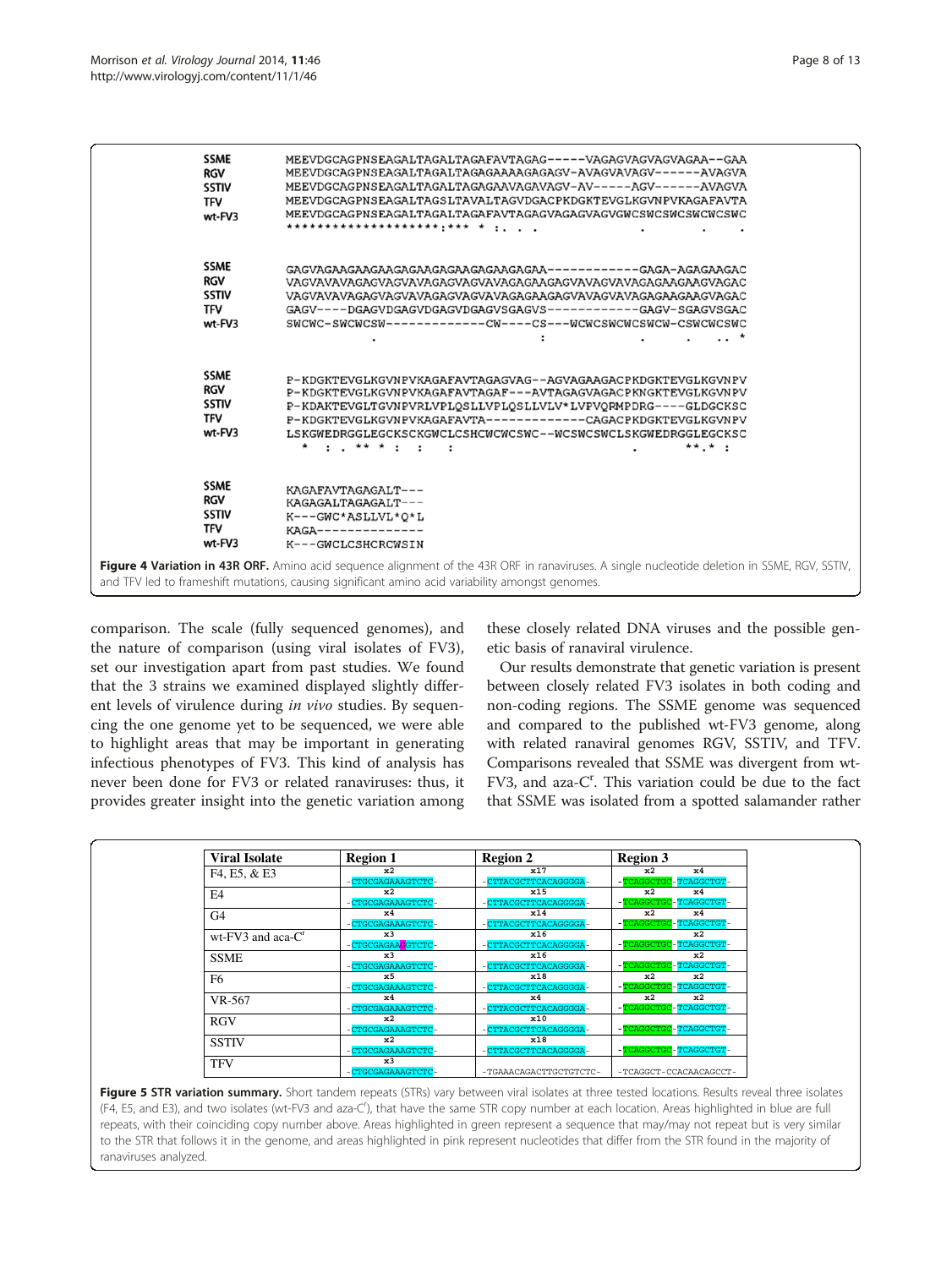```
SSME    MEEVDGCAGPNSEAGALTAGALTAGAFAVTAGAG-----VAGAGVAGVAGVAGAA--GAA
RGV     MEEVDGCAGPNSEAGALTAGALTAGAGAAAAGAGAGV-AVAGVAVAGV------AVAGVA
SSTIV   MEEVDGCAGPNSEAGALTAGALTAGAGAAVAGAVAGV-AV-----AGV------AVAGVA
TFV     MEEVDGCAGPNSEAGALTAGSLTAVALTAGVDGACPKDGKTEVGLKGVNPVKAGAFAVTA
wt-FV3  MEEVDGCAGPNSEAGALTAGALTAGAFAVTAGAGVAGAGVAGVAGVGWCSWCSWCSWCSWC
        *******************:*** * :. . .              .      .     .

SSME    GAGVAGAAGAAGAAGAGAAGAGAAGAGAAGAGAA------------GAGA-AGAGAAGAC
RGV     VAGVAVAVAGAGVAGVAVAGAGVAGVAVAGAGAAGAGVAVAGVAVAGAGAAGAAGVAGAC
SSTIV   VAGVAVAVAGAGVAGVAVAGAGVAGVAVAGAGAAGAGVAVAGVAVAGAGAAGAAGVAGAC
TFV     GAGV----DGAGVDGAGVDGAGVDGAGVSGAGVS------------GAGV-SGAGVSGAC
wt-FV3  SWCWC-SWCWCSW------------CW----CS---WCWCSWCWCSWCW-CSWCWCSWC
             .                   :         .    .   .. *

SSME    P-KDGKTEVGLKGVNPVKAGAFAVTAGAGVAG--AGVAGAAGACPKDGKTEVGLKGVNPV
RGV     P-KDGKTEVGLKGVNPVKAGAFAVTAGAF---AVTAGAGVAGACPKNGKTEVGLKGVNPV
SSTIV   P-KDAKTEVGLTGVNPVRLVPLQSLLVPLQSLLVLV*LVPVQRMPDRG----GLDGCKSC
TFV     P-KDGKTEVGLKGVNPVKAGAFAVTA------------CAGACPKDGKTEVGLKGVNPV
wt-FV3  LSKGWEDRGGLEGCKSCKGWCLCSHCWCWCSWC--WCSWCSWCLSKGWEDRGGLEGCKSC
        *  : . ** * :  :   :                      .     **.* :

SSME    KAGAFAVTAGAGALT---
RGV     KAGAGALTAGAGALT---
SSTIV   K---GWC*ASLLVL*Q*L
TFV     KAGA--------------
wt-FV3  K---GWCLCSHCRCWSIN
```

**Figure 4 Variation in 43R ORF.** Amino acid sequence alignment of the 43R ORF in ranaviruses. A single nucleotide deletion in SSME, RGV, SSTIV, and TFV led to frameshift mutations, causing significant amino acid variability amongst genomes.

comparison. The scale (fully sequenced genomes), and the nature of comparison (using viral isolates of FV3), set our investigation apart from past studies. We found that the 3 strains we examined displayed slightly different levels of virulence during *in vivo* studies. By sequencing the one genome yet to be sequenced, we were able to highlight areas that may be important in generating infectious phenotypes of FV3. This kind of analysis has never been done for FV3 or related ranaviruses: thus, it provides greater insight into the genetic variation among these closely related DNA viruses and the possible genetic basis of ranaviral virulence.

Our results demonstrate that genetic variation is present between closely related FV3 isolates in both coding and non-coding regions. The SSME genome was sequenced and compared to the published wt-FV3 genome, along with related ranaviral genomes RGV, SSTIV, and TFV. Comparisons revealed that SSME was divergent from wt-FV3, and aza-C$^r$. This variation could be due to the fact that SSME was isolated from a spotted salamander rather

| Viral Isolate | Region 1 | Region 2 | Region 3 |
|---|---|---|---|
| F4, E5, & E3 | x2 -CTGCGAGAAAGTCTC- | x17 -CTTACGCTTCACAGGGGA- | x2 x4 -TCAGGCTGC-TCAGGCTGT- |
| E4 | x2 -CTGCGAGAAAGTCTC- | x15 -CTTACGCTTCACAGGGGA- | x2 x4 -TCAGGCTGC-TCAGGCTGT- |
| G4 | x4 -CTGCGAGAAAGTCTC- | x14 -CTTACGCTTCACAGGGGA- | x2 x4 -TCAGGCTGC-TCAGGCTGT- |
| wt-FV3 and aca-C$^r$ | x3 -CTGCGAGAAGGTCTC- | x16 -CTTACGCTTCACAGGGGA- | x2 -TCAGGCTGC-TCAGGCTGT- |
| SSME | x3 -CTGCGAGAAAGTCTC- | x16 -CTTACGCTTCACAGGGGA- | x2 -TCAGGCTGC-TCAGGCTGT- |
| F6 | x5 -CTGCGAGAAAGTCTC- | x18 -CTTACGCTTCACAGGGGA- | x2 x2 -TCAGGCTGC-TCAGGCTGT- |
| VR-567 | x4 -CTGCGAGAAAGTCTC- | x4 -CTTACGCTTCACAGGGGA- | x2 x2 -TCAGGCTGC-TCAGGCTGT- |
| RGV | x2 -CTGCGAGAAAGTCTC- | x10 -CTTACGCTTCACAGGGGA- | -TCAGGCTGC-TCAGGCTGT- |
| SSTIV | x2 -CTGCGAGAAAGTCTC- | x18 -CTTACGCTTCACAGGGGA- | -TCAGGCTGC-TCAGGCTGT- |
| TFV | x3 -CTGCGAGAAAGTCTC- | -TGAAACAGACTTGCTGTCTC- | -TCAGGCT-CCACAACAGCCT- |

**Figure 5 STR variation summary.** Short tandem repeats (STRs) vary between viral isolates at three tested locations. Results reveal three isolates (F4, E5, and E3), and two isolates (wt-FV3 and aza-C$^r$) that have the same STR copy number at each location. Areas highlighted in blue are full repeats, with their coinciding copy number above. Areas highlighted in green represent a sequence that may/may not repeat but is very similar to the STR that follows it in the genome, and areas highlighted in pink represent nucleotides that differ from the STR found in the majority of ranaviruses analyzed.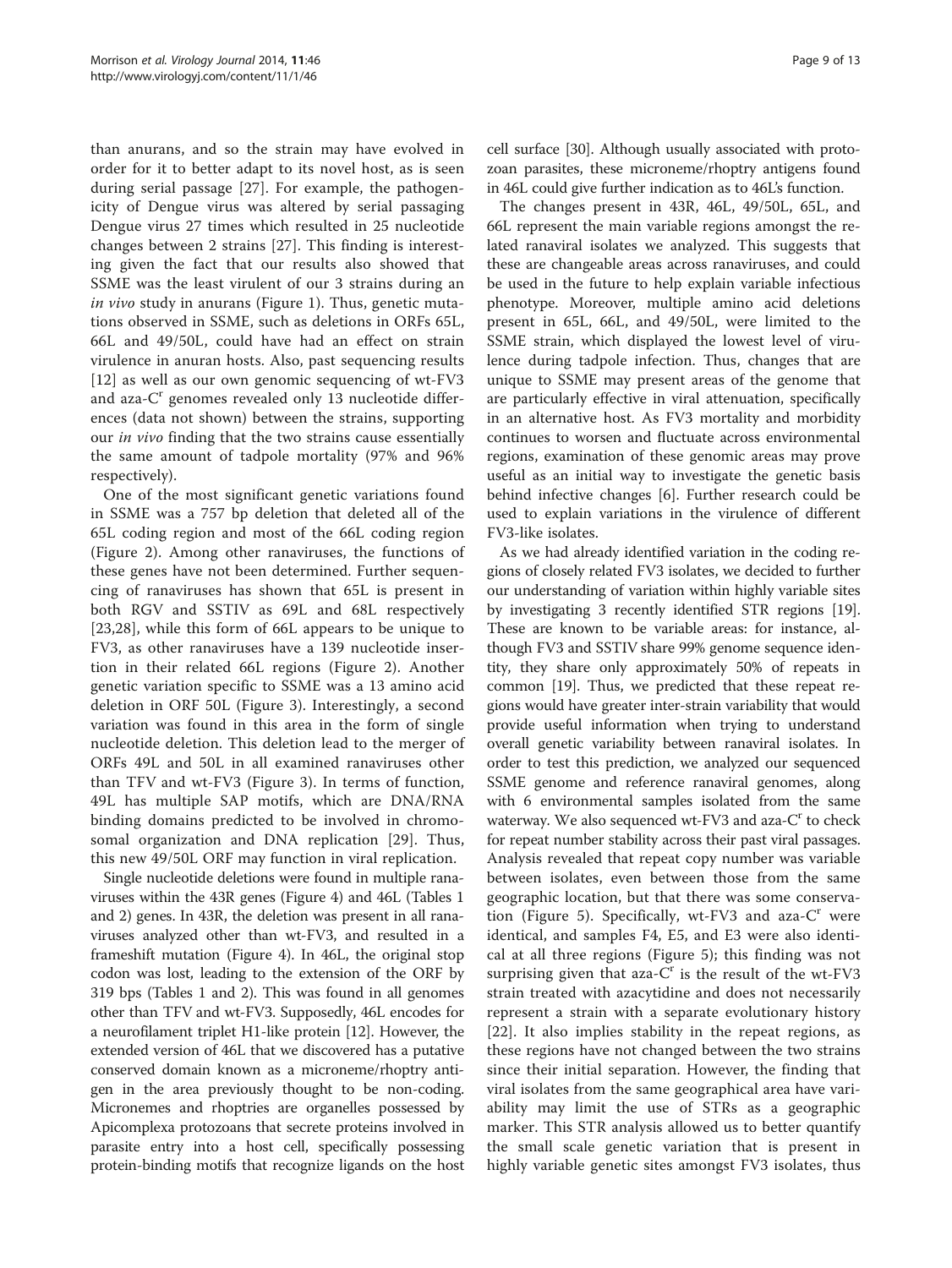than anurans, and so the strain may have evolved in order for it to better adapt to its novel host, as is seen during serial passage [27]. For example, the pathogenicity of Dengue virus was altered by serial passaging Dengue virus 27 times which resulted in 25 nucleotide changes between 2 strains [27]. This finding is interesting given the fact that our results also showed that SSME was the least virulent of our 3 strains during an *in vivo* study in anurans (Figure 1). Thus, genetic mutations observed in SSME, such as deletions in ORFs 65L, 66L and 49/50L, could have had an effect on strain virulence in anuran hosts. Also, past sequencing results [12] as well as our own genomic sequencing of wt-FV3 and aza-C[r] genomes revealed only 13 nucleotide differences (data not shown) between the strains, supporting our *in vivo* finding that the two strains cause essentially the same amount of tadpole mortality (97% and 96% respectively).

One of the most significant genetic variations found in SSME was a 757 bp deletion that deleted all of the 65L coding region and most of the 66L coding region (Figure 2). Among other ranaviruses, the functions of these genes have not been determined. Further sequencing of ranaviruses has shown that 65L is present in both RGV and SSTIV as 69L and 68L respectively [23,28], while this form of 66L appears to be unique to FV3, as other ranaviruses have a 139 nucleotide insertion in their related 66L regions (Figure 2). Another genetic variation specific to SSME was a 13 amino acid deletion in ORF 50L (Figure 3). Interestingly, a second variation was found in this area in the form of single nucleotide deletion. This deletion lead to the merger of ORFs 49L and 50L in all examined ranaviruses other than TFV and wt-FV3 (Figure 3). In terms of function, 49L has multiple SAP motifs, which are DNA/RNA binding domains predicted to be involved in chromosomal organization and DNA replication [29]. Thus, this new 49/50L ORF may function in viral replication.

Single nucleotide deletions were found in multiple ranaviruses within the 43R genes (Figure 4) and 46L (Tables 1 and 2) genes. In 43R, the deletion was present in all ranaviruses analyzed other than wt-FV3, and resulted in a frameshift mutation (Figure 4). In 46L, the original stop codon was lost, leading to the extension of the ORF by 319 bps (Tables 1 and 2). This was found in all genomes other than TFV and wt-FV3. Supposedly, 46L encodes for a neurofilament triplet H1-like protein [12]. However, the extended version of 46L that we discovered has a putative conserved domain known as a microneme/rhoptry antigen in the area previously thought to be non-coding. Micronemes and rhoptries are organelles possessed by Apicomplexa protozoans that secrete proteins involved in parasite entry into a host cell, specifically possessing protein-binding motifs that recognize ligands on the host cell surface [30]. Although usually associated with protozoan parasites, these microneme/rhoptry antigens found in 46L could give further indication as to 46L's function.

The changes present in 43R, 46L, 49/50L, 65L, and 66L represent the main variable regions amongst the related ranaviral isolates we analyzed. This suggests that these are changeable areas across ranaviruses, and could be used in the future to help explain variable infectious phenotype. Moreover, multiple amino acid deletions present in 65L, 66L, and 49/50L, were limited to the SSME strain, which displayed the lowest level of virulence during tadpole infection. Thus, changes that are unique to SSME may present areas of the genome that are particularly effective in viral attenuation, specifically in an alternative host. As FV3 mortality and morbidity continues to worsen and fluctuate across environmental regions, examination of these genomic areas may prove useful as an initial way to investigate the genetic basis behind infective changes [6]. Further research could be used to explain variations in the virulence of different FV3-like isolates.

As we had already identified variation in the coding regions of closely related FV3 isolates, we decided to further our understanding of variation within highly variable sites by investigating 3 recently identified STR regions [19]. These are known to be variable areas: for instance, although FV3 and SSTIV share 99% genome sequence identity, they share only approximately 50% of repeats in common [19]. Thus, we predicted that these repeat regions would have greater inter-strain variability that would provide useful information when trying to understand overall genetic variability between ranaviral isolates. In order to test this prediction, we analyzed our sequenced SSME genome and reference ranaviral genomes, along with 6 environmental samples isolated from the same waterway. We also sequenced wt-FV3 and aza-C[r] to check for repeat number stability across their past viral passages. Analysis revealed that repeat copy number was variable between isolates, even between those from the same geographic location, but that there was some conservation (Figure 5). Specifically, wt-FV3 and aza-C[r] were identical, and samples F4, E5, and E3 were also identical at all three regions (Figure 5); this finding was not surprising given that aza-C[r] is the result of the wt-FV3 strain treated with azacytidine and does not necessarily represent a strain with a separate evolutionary history [22]. It also implies stability in the repeat regions, as these regions have not changed between the two strains since their initial separation. However, the finding that viral isolates from the same geographical area have variability may limit the use of STRs as a geographic marker. This STR analysis allowed us to better quantify the small scale genetic variation that is present in highly variable genetic sites amongst FV3 isolates, thus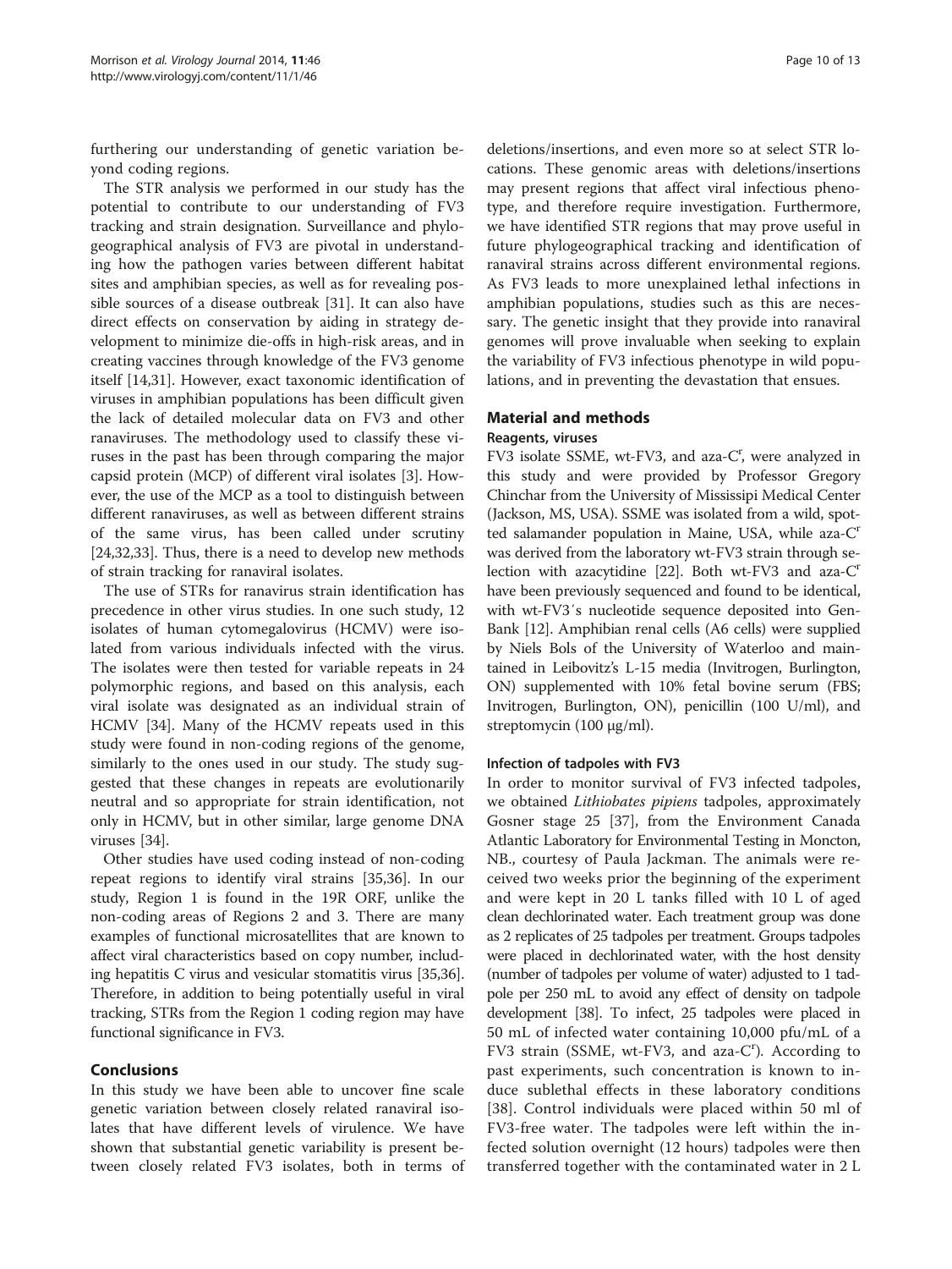furthering our understanding of genetic variation beyond coding regions.

The STR analysis we performed in our study has the potential to contribute to our understanding of FV3 tracking and strain designation. Surveillance and phylogeographical analysis of FV3 are pivotal in understanding how the pathogen varies between different habitat sites and amphibian species, as well as for revealing possible sources of a disease outbreak [31]. It can also have direct effects on conservation by aiding in strategy development to minimize die-offs in high-risk areas, and in creating vaccines through knowledge of the FV3 genome itself [14,31]. However, exact taxonomic identification of viruses in amphibian populations has been difficult given the lack of detailed molecular data on FV3 and other ranaviruses. The methodology used to classify these viruses in the past has been through comparing the major capsid protein (MCP) of different viral isolates [3]. However, the use of the MCP as a tool to distinguish between different ranaviruses, as well as between different strains of the same virus, has been called under scrutiny [24,32,33]. Thus, there is a need to develop new methods of strain tracking for ranaviral isolates.

The use of STRs for ranavirus strain identification has precedence in other virus studies. In one such study, 12 isolates of human cytomegalovirus (HCMV) were isolated from various individuals infected with the virus. The isolates were then tested for variable repeats in 24 polymorphic regions, and based on this analysis, each viral isolate was designated as an individual strain of HCMV [34]. Many of the HCMV repeats used in this study were found in non-coding regions of the genome, similarly to the ones used in our study. The study suggested that these changes in repeats are evolutionarily neutral and so appropriate for strain identification, not only in HCMV, but in other similar, large genome DNA viruses [34].

Other studies have used coding instead of non-coding repeat regions to identify viral strains [35,36]. In our study, Region 1 is found in the 19R ORF, unlike the non-coding areas of Regions 2 and 3. There are many examples of functional microsatellites that are known to affect viral characteristics based on copy number, including hepatitis C virus and vesicular stomatitis virus [35,36]. Therefore, in addition to being potentially useful in viral tracking, STRs from the Region 1 coding region may have functional significance in FV3.

## Conclusions

In this study we have been able to uncover fine scale genetic variation between closely related ranaviral isolates that have different levels of virulence. We have shown that substantial genetic variability is present between closely related FV3 isolates, both in terms of deletions/insertions, and even more so at select STR locations. These genomic areas with deletions/insertions may present regions that affect viral infectious phenotype, and therefore require investigation. Furthermore, we have identified STR regions that may prove useful in future phylogeographical tracking and identification of ranaviral strains across different environmental regions. As FV3 leads to more unexplained lethal infections in amphibian populations, studies such as this are necessary. The genetic insight that they provide into ranaviral genomes will prove invaluable when seeking to explain the variability of FV3 infectious phenotype in wild populations, and in preventing the devastation that ensues.

## Material and methods

### Reagents, viruses

FV3 isolate SSME, wt-FV3, and aza-C[r], were analyzed in this study and were provided by Professor Gregory Chinchar from the University of Mississipi Medical Center (Jackson, MS, USA). SSME was isolated from a wild, spotted salamander population in Maine, USA, while aza-C[r] was derived from the laboratory wt-FV3 strain through selection with azacytidine [22]. Both wt-FV3 and aza-C[r] have been previously sequenced and found to be identical, with wt-FV3´s nucleotide sequence deposited into GenBank [12]. Amphibian renal cells (A6 cells) were supplied by Niels Bols of the University of Waterloo and maintained in Leibovitz's L-15 media (Invitrogen, Burlington, ON) supplemented with 10% fetal bovine serum (FBS; Invitrogen, Burlington, ON), penicillin (100 U/ml), and streptomycin (100 μg/ml).

### Infection of tadpoles with FV3

In order to monitor survival of FV3 infected tadpoles, we obtained *Lithiobates pipiens* tadpoles, approximately Gosner stage 25 [37], from the Environment Canada Atlantic Laboratory for Environmental Testing in Moncton, NB., courtesy of Paula Jackman. The animals were received two weeks prior the beginning of the experiment and were kept in 20 L tanks filled with 10 L of aged clean dechlorinated water. Each treatment group was done as 2 replicates of 25 tadpoles per treatment. Groups tadpoles were placed in dechlorinated water, with the host density (number of tadpoles per volume of water) adjusted to 1 tadpole per 250 mL to avoid any effect of density on tadpole development [38]. To infect, 25 tadpoles were placed in 50 mL of infected water containing 10,000 pfu/mL of a FV3 strain (SSME, wt-FV3, and aza-C[r]). According to past experiments, such concentration is known to induce sublethal effects in these laboratory conditions [38]. Control individuals were placed within 50 ml of FV3-free water. The tadpoles were left within the infected solution overnight (12 hours) tadpoles were then transferred together with the contaminated water in 2 L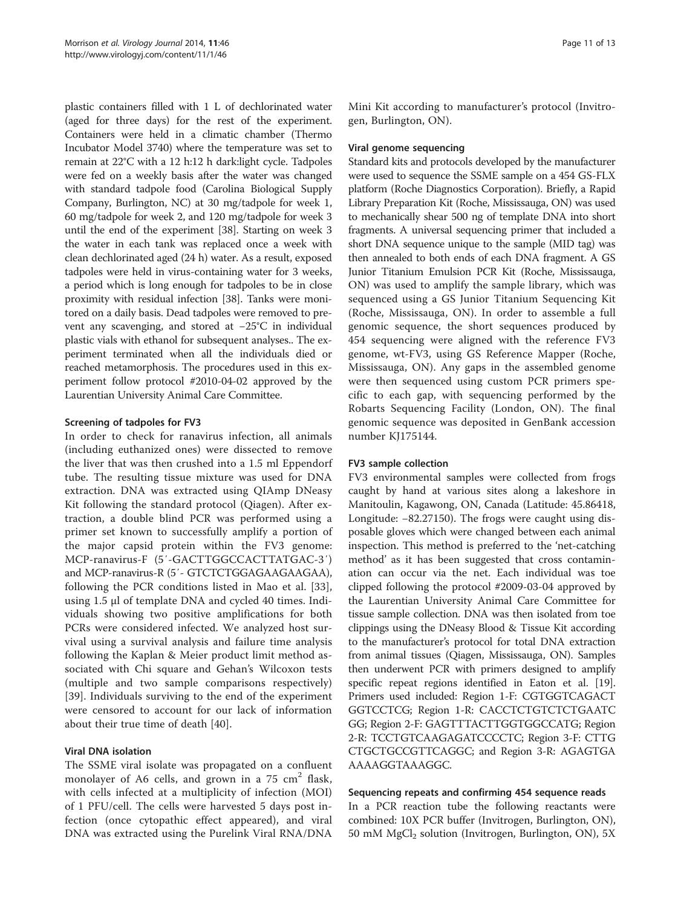plastic containers filled with 1 L of dechlorinated water (aged for three days) for the rest of the experiment. Containers were held in a climatic chamber (Thermo Incubator Model 3740) where the temperature was set to remain at 22°C with a 12 h:12 h dark:light cycle. Tadpoles were fed on a weekly basis after the water was changed with standard tadpole food (Carolina Biological Supply Company, Burlington, NC) at 30 mg/tadpole for week 1, 60 mg/tadpole for week 2, and 120 mg/tadpole for week 3 until the end of the experiment [38]. Starting on week 3 the water in each tank was replaced once a week with clean dechlorinated aged (24 h) water. As a result, exposed tadpoles were held in virus-containing water for 3 weeks, a period which is long enough for tadpoles to be in close proximity with residual infection [38]. Tanks were monitored on a daily basis. Dead tadpoles were removed to prevent any scavenging, and stored at −25°C in individual plastic vials with ethanol for subsequent analyses.. The experiment terminated when all the individuals died or reached metamorphosis. The procedures used in this experiment follow protocol #2010-04-02 approved by the Laurentian University Animal Care Committee.

#### Screening of tadpoles for FV3

In order to check for ranavirus infection, all animals (including euthanized ones) were dissected to remove the liver that was then crushed into a 1.5 ml Eppendorf tube. The resulting tissue mixture was used for DNA extraction. DNA was extracted using QIAmp DNeasy Kit following the standard protocol (Qiagen). After extraction, a double blind PCR was performed using a primer set known to successfully amplify a portion of the major capsid protein within the FV3 genome: MCP-ranavirus-F (5′-GACTTGGCCACTTATGAC-3′) and MCP-ranavirus-R (5′- GTCTCTGGAGAAGAAGAA), following the PCR conditions listed in Mao et al. [33], using 1.5 μl of template DNA and cycled 40 times. Individuals showing two positive amplifications for both PCRs were considered infected. We analyzed host survival using a survival analysis and failure time analysis following the Kaplan & Meier product limit method associated with Chi square and Gehan's Wilcoxon tests (multiple and two sample comparisons respectively) [39]. Individuals surviving to the end of the experiment were censored to account for our lack of information about their true time of death [40].

#### Viral DNA isolation

The SSME viral isolate was propagated on a confluent monolayer of A6 cells, and grown in a 75 cm$^2$ flask, with cells infected at a multiplicity of infection (MOI) of 1 PFU/cell. The cells were harvested 5 days post infection (once cytopathic effect appeared), and viral DNA was extracted using the Purelink Viral RNA/DNA Mini Kit according to manufacturer's protocol (Invitrogen, Burlington, ON).

#### Viral genome sequencing

Standard kits and protocols developed by the manufacturer were used to sequence the SSME sample on a 454 GS-FLX platform (Roche Diagnostics Corporation). Briefly, a Rapid Library Preparation Kit (Roche, Mississauga, ON) was used to mechanically shear 500 ng of template DNA into short fragments. A universal sequencing primer that included a short DNA sequence unique to the sample (MID tag) was then annealed to both ends of each DNA fragment. A GS Junior Titanium Emulsion PCR Kit (Roche, Mississauga, ON) was used to amplify the sample library, which was sequenced using a GS Junior Titanium Sequencing Kit (Roche, Mississauga, ON). In order to assemble a full genomic sequence, the short sequences produced by 454 sequencing were aligned with the reference FV3 genome, wt-FV3, using GS Reference Mapper (Roche, Mississauga, ON). Any gaps in the assembled genome were then sequenced using custom PCR primers specific to each gap, with sequencing performed by the Robarts Sequencing Facility (London, ON). The final genomic sequence was deposited in GenBank accession number KJ175144.

#### FV3 sample collection

FV3 environmental samples were collected from frogs caught by hand at various sites along a lakeshore in Manitoulin, Kagawong, ON, Canada (Latitude: 45.86418, Longitude: −82.27150). The frogs were caught using disposable gloves which were changed between each animal inspection. This method is preferred to the 'net-catching method' as it has been suggested that cross contamination can occur via the net. Each individual was toe clipped following the protocol #2009-03-04 approved by the Laurentian University Animal Care Committee for tissue sample collection. DNA was then isolated from toe clippings using the DNeasy Blood & Tissue Kit according to the manufacturer's protocol for total DNA extraction from animal tissues (Qiagen, Mississauga, ON). Samples then underwent PCR with primers designed to amplify specific repeat regions identified in Eaton et al. [19]. Primers used included: Region 1-F: CGTGGTCAGACT GGTCCTCG; Region 1-R: CACCTCTGTCTCTGAATC GG; Region 2-F: GAGTTTACTTGGTGGCCATG; Region 2-R: TCCTGTCAAGAGATCCCCTC; Region 3-F: CTTG CTGCTGCCGTTCAGGC; and Region 3-R: AGAGTGA AAAAGGTAAAGGC.

#### Sequencing repeats and confirming 454 sequence reads

In a PCR reaction tube the following reactants were combined: 10X PCR buffer (Invitrogen, Burlington, ON), 50 mM $MgCl_2$ solution (Invitrogen, Burlington, ON), 5X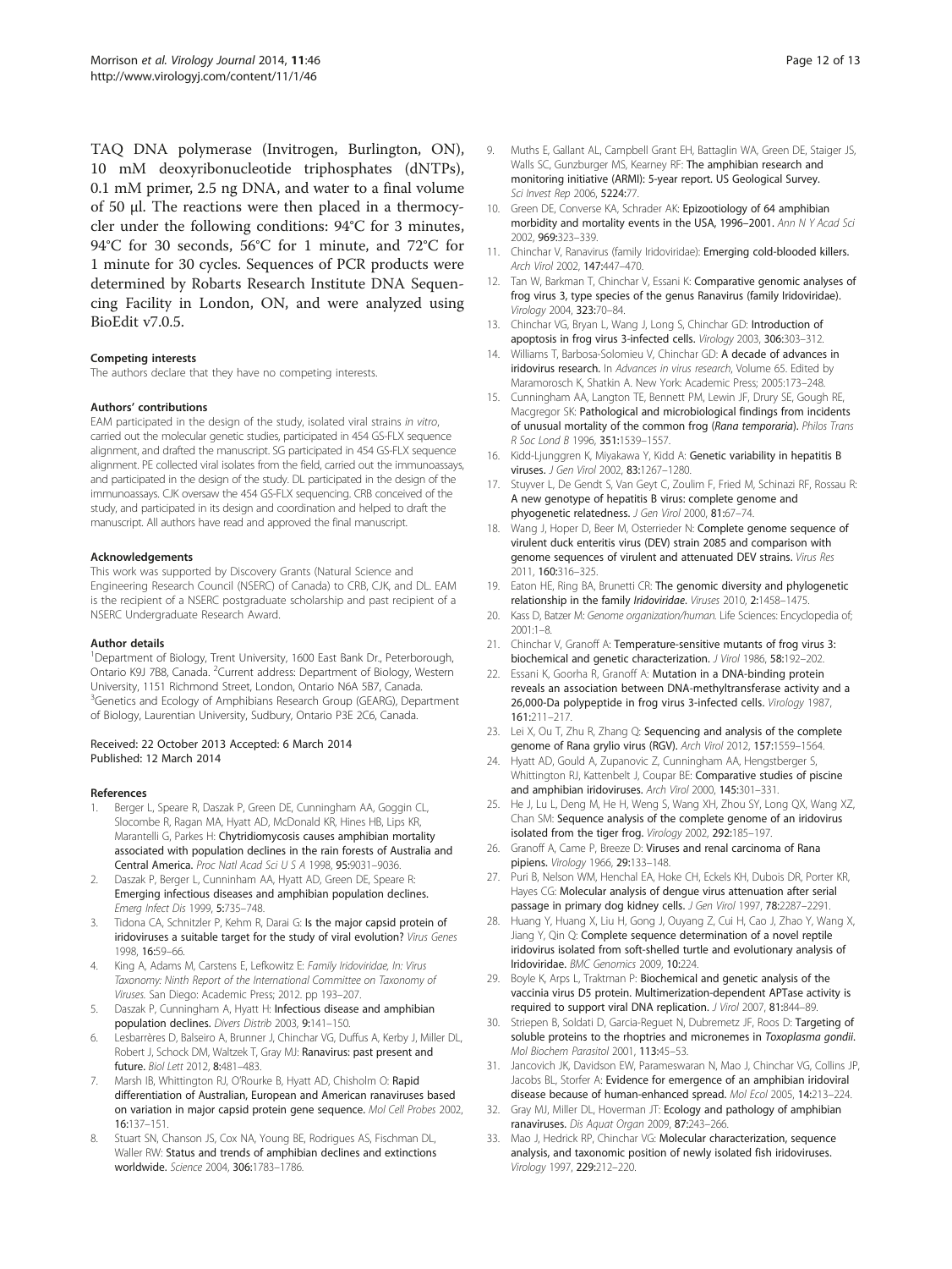TAQ DNA polymerase (Invitrogen, Burlington, ON), 10 mM deoxyribonucleotide triphosphates (dNTPs), 0.1 mM primer, 2.5 ng DNA, and water to a final volume of 50 μl. The reactions were then placed in a thermocycler under the following conditions: 94°C for 3 minutes, 94°C for 30 seconds, 56°C for 1 minute, and 72°C for 1 minute for 30 cycles. Sequences of PCR products were determined by Robarts Research Institute DNA Sequencing Facility in London, ON, and were analyzed using BioEdit v7.0.5.

#### Competing interests
The authors declare that they have no competing interests.

#### Authors' contributions
EAM participated in the design of the study, isolated viral strains *in vitro*, carried out the molecular genetic studies, participated in 454 GS-FLX sequence alignment, and drafted the manuscript. SG participated in 454 GS-FLX sequence alignment. PE collected viral isolates from the field, carried out the immunoassays, and participated in the design of the study. DL participated in the design of the immunoassays. CJK oversaw the 454 GS-FLX sequencing. CRB conceived of the study, and participated in its design and coordination and helped to draft the manuscript. All authors have read and approved the final manuscript.

#### Acknowledgements
This work was supported by Discovery Grants (Natural Science and Engineering Research Council (NSERC) of Canada) to CRB, CJK, and DL. EAM is the recipient of a NSERC postgraduate scholarship and past recipient of a NSERC Undergraduate Research Award.

#### Author details
[1]Department of Biology, Trent University, 1600 East Bank Dr., Peterborough, Ontario K9J 7B8, Canada. [2]Current address: Department of Biology, Western University, 1151 Richmond Street, London, Ontario N6A 5B7, Canada. [3]Genetics and Ecology of Amphibians Research Group (GEARG), Department of Biology, Laurentian University, Sudbury, Ontario P3E 2C6, Canada.

Received: 22 October 2013 Accepted: 6 March 2014
Published: 12 March 2014

#### References
1. Berger L, Speare R, Daszak P, Green DE, Cunningham AA, Goggin CL, Slocombe R, Ragan MA, Hyatt AD, McDonald KR, Hines HB, Lips KR, Marantelli G, Parkes H: **Chytridiomycosis causes amphibian mortality associated with population declines in the rain forests of Australia and Central America.** *Proc Natl Acad Sci U S A* 1998, **95:**9031–9036.
2. Daszak P, Berger L, Cunninham AA, Hyatt AD, Green DE, Speare R: **Emerging infectious diseases and amphibian population declines.** *Emerg Infect Dis* 1999, **5:**735–748.
3. Tidona CA, Schnitzler P, Kehm R, Darai G: **Is the major capsid protein of iridoviruses a suitable target for the study of viral evolution?** *Virus Genes* 1998, **16:**59–66.
4. King A, Adams M, Carstens E, Lefkowitz E: *Family Iridoviridae, In: Virus Taxonomy: Ninth Report of the International Committee on Taxonomy of Viruses.* San Diego: Academic Press; 2012. pp 193–207.
5. Daszak P, Cunningham A, Hyatt H: **Infectious disease and amphibian population declines.** *Divers Distrib* 2003, **9:**141–150.
6. Lesbarrères D, Balseiro A, Brunner J, Chinchar VG, Duffus A, Kerby J, Miller DL, Robert J, Schock DM, Waltzek T, Gray MJ: **Ranavirus: past present and future.** *Biol Lett* 2012, **8:**481–483.
7. Marsh IB, Whittington RJ, O'Rourke B, Hyatt AD, Chisholm O: **Rapid differentiation of Australian, European and American ranaviruses based on variation in major capsid protein gene sequence.** *Mol Cell Probes* 2002, **16:**137–151.
8. Stuart SN, Chanson JS, Cox NA, Young BE, Rodrigues AS, Fischman DL, Waller RW: **Status and trends of amphibian declines and extinctions worldwide.** *Science* 2004, **306:**1783–1786.
9. Muths E, Gallant AL, Campbell Grant EH, Battaglin WA, Green DE, Staiger JS, Walls SC, Gunzburger MS, Kearney RF: **The amphibian research and monitoring initiative (ARMI): 5-year report. US Geological Survey.** *Sci Invest Rep* 2006, **5224:**77.
10. Green DE, Converse KA, Schrader AK: **Epizootiology of 64 amphibian morbidity and mortality events in the USA, 1996–2001.** *Ann N Y Acad Sci* 2002, **969:**323–339.
11. Chinchar V, Ranavirus (family Iridoviridae): **Emerging cold-blooded killers.** *Arch Virol* 2002, **147:**447–470.
12. Tan W, Barkman T, Chinchar V, Essani K: **Comparative genomic analyses of frog virus 3, type species of the genus Ranavirus (family Iridoviridae).** *Virology* 2004, **323:**70–84.
13. Chinchar VG, Bryan L, Wang J, Long S, Chinchar GD: **Introduction of apoptosis in frog virus 3-infected cells.** *Virology* 2003, **306:**303–312.
14. Williams T, Barbosa-Solomieu V, Chinchar GD: **A decade of advances in iridovirus research.** In *Advances in virus research*, Volume 65. Edited by Maramorosch K, Shatkin A. New York: Academic Press; 2005:173–248.
15. Cunningham AA, Langton TE, Bennett PM, Lewin JF, Drury SE, Gough RE, Macgregor SK: **Pathological and microbiological findings from incidents of unusual mortality of the common frog (*Rana temporaria*).** *Philos Trans R Soc Lond B* 1996, **351:**1539–1557.
16. Kidd-Ljunggren K, Miyakawa Y, Kidd A: **Genetic variability in hepatitis B viruses.** *J Gen Virol* 2002, **83:**1267–1280.
17. Stuyver L, De Gendt S, Van Geyt C, Zoulim F, Fried M, Schinazi RF, Rossau R: **A new genotype of hepatitis B virus: complete genome and phyogenetic relatedness.** *J Gen Virol* 2000, **81:**67–74.
18. Wang J, Hoper D, Beer M, Osterrieder N: **Complete genome sequence of virulent duck enteritis virus (DEV) strain 2085 and comparison with genome sequences of virulent and attenuated DEV strains.** *Virus Res* 2011, **160:**316–325.
19. Eaton HE, Ring BA, Brunetti CR: **The genomic diversity and phylogenetic relationship in the family *Iridoviridae*.** *Viruses* 2010, **2:**1458–1475.
20. Kass D, Batzer M: *Genome organization/human.* Life Sciences: Encyclopedia of; 2001:1–8.
21. Chinchar V, Granoff A: **Temperature-sensitive mutants of frog virus 3: biochemical and genetic characterization.** *J Virol* 1986, **58:**192–202.
22. Essani K, Goorha R, Granoff A: **Mutation in a DNA-binding protein reveals an association between DNA-methyltransferase activity and a 26,000-Da polypeptide in frog virus 3-infected cells.** *Virology* 1987, **161:**211–217.
23. Lei X, Ou T, Zhu R, Zhang Q: **Sequencing and analysis of the complete genome of Rana grylio virus (RGV).** *Arch Virol* 2012, **157:**1559–1564.
24. Hyatt AD, Gould A, Zupanovic Z, Cunningham AA, Hengstberger S, Whittington RJ, Kattenbelt J, Coupar BE: **Comparative studies of piscine and amphibian iridoviruses.** *Arch Virol* 2000, **145:**301–331.
25. He J, Lu L, Deng M, He H, Weng S, Wang XH, Zhou SY, Long QX, Wang XZ, Chan SM: **Sequence analysis of the complete genome of an iridovirus isolated from the tiger frog.** *Virology* 2002, **292:**185–197.
26. Granoff A, Came P, Breeze D: **Viruses and renal carcinoma of Rana pipiens.** *Virology* 1966, **29:**133–148.
27. Puri B, Nelson WM, Henchal EA, Hoke CH, Eckels KH, Dubois DR, Porter KR, Hayes CG: **Molecular analysis of dengue virus attenuation after serial passage in primary dog kidney cells.** *J Gen Virol* 1997, **78:**2287–2291.
28. Huang Y, Huang X, Liu H, Gong J, Ouyang Z, Cui H, Cao J, Zhao Y, Wang X, Jiang Y, Qin Q: **Complete sequence determination of a novel reptile iridovirus isolated from soft-shelled turtle and evolutionary analysis of Iridoviridae.** *BMC Genomics* 2009, **10:**224.
29. Boyle K, Arps L, Traktman P: **Biochemical and genetic analysis of the vaccinia virus D5 protein. Multimerization-dependent APTase activity is required to support viral DNA replication.** *J Virol* 2007, **81:**844–89.
30. Striepen B, Soldati D, Garcia-Reguet N, Dubremetz JF, Roos D: **Targeting of soluble proteins to the rhoptries and micronemes in *Toxoplasma gondii*.** *Mol Biochem Parasitol* 2001, **113:**45–53.
31. Jancovich JK, Davidson EW, Parameswaran N, Mao J, Chinchar VG, Collins JP, Jacobs BL, Storfer A: **Evidence for emergence of an amphibian iridoviral disease because of human-enhanced spread.** *Mol Ecol* 2005, **14:**213–224.
32. Gray MJ, Miller DL, Hoverman JT: **Ecology and pathology of amphibian ranaviruses.** *Dis Aquat Organ* 2009, **87:**243–266.
33. Mao J, Hedrick RP, Chinchar VG: **Molecular characterization, sequence analysis, and taxonomic position of newly isolated fish iridoviruses.** *Virology* 1997, **229:**212–220.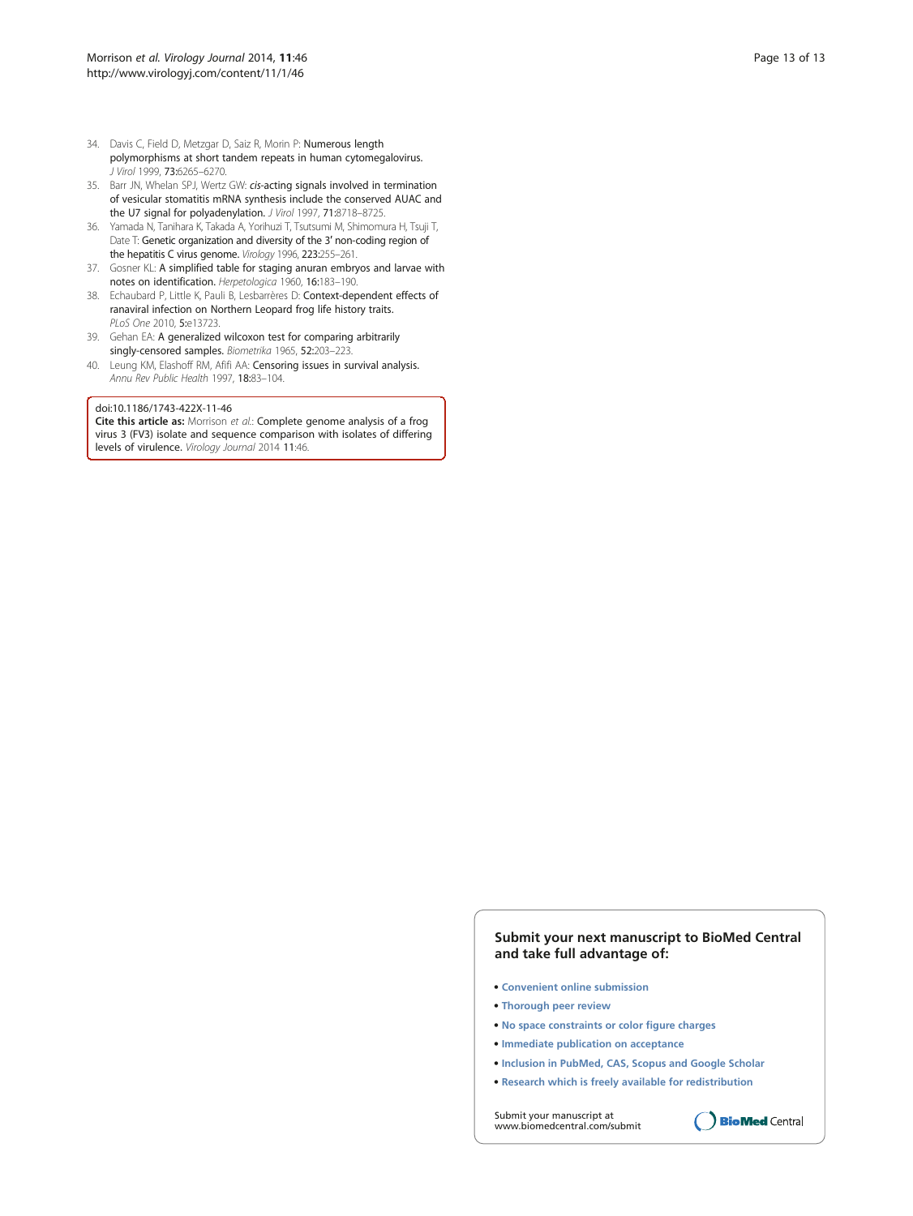34. Davis C, Field D, Metzgar D, Saiz R, Morin P: **Numerous length polymorphisms at short tandem repeats in human cytomegalovirus.** *J Virol* 1999, **73:**6265–6270.
35. Barr JN, Whelan SPJ, Wertz GW: ***cis*-acting signals involved in termination of vesicular stomatitis mRNA synthesis include the conserved AUAC and the U7 signal for polyadenylation.** *J Virol* 1997, **71:**8718–8725.
36. Yamada N, Tanihara K, Takada A, Yorihuzi T, Tsutsumi M, Shimomura H, Tsuji T, Date T: **Genetic organization and diversity of the 3' non-coding region of the hepatitis C virus genome.** *Virology* 1996, **223:**255–261.
37. Gosner KL: **A simplified table for staging anuran embryos and larvae with notes on identification.** *Herpetologica* 1960, **16:**183–190.
38. Echaubard P, Little K, Pauli B, Lesbarrères D: **Context-dependent effects of ranaviral infection on Northern Leopard frog life history traits.** *PLoS One* 2010, **5:**e13723.
39. Gehan EA: **A generalized wilcoxon test for comparing arbitrarily singly-censored samples.** *Biometrika* 1965, **52:**203–223.
40. Leung KM, Elashoff RM, Afifi AA: **Censoring issues in survival analysis.** *Annu Rev Public Health* 1997, **18:**83–104.

doi:10.1186/1743-422X-11-46

**Cite this article as:** Morrison *et al.*: Complete genome analysis of a frog virus 3 (FV3) isolate and sequence comparison with isolates of differing levels of virulence. *Virology Journal* 2014 **11**:46.

**Submit your next manuscript to BioMed Central and take full advantage of:**

- **Convenient online submission**
- **Thorough peer review**
- **No space constraints or color figure charges**
- **Immediate publication on acceptance**
- **Inclusion in PubMed, CAS, Scopus and Google Scholar**
- **Research which is freely available for redistribution**

Submit your manuscript at
www.biomedcentral.com/submit

BioMed Central